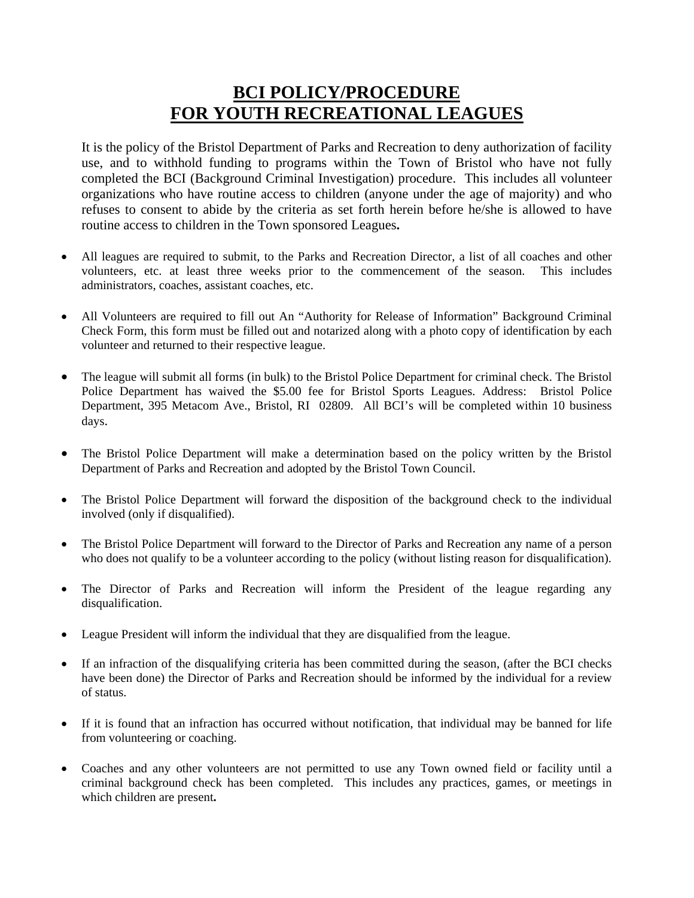# **BCI POLICY/PROCEDURE FOR YOUTH RECREATIONAL LEAGUES**

It is the policy of the Bristol Department of Parks and Recreation to deny authorization of facility use, and to withhold funding to programs within the Town of Bristol who have not fully completed the BCI (Background Criminal Investigation) procedure. This includes all volunteer organizations who have routine access to children (anyone under the age of majority) and who refuses to consent to abide by the criteria as set forth herein before he/she is allowed to have routine access to children in the Town sponsored Leagues**.**

- All leagues are required to submit, to the Parks and Recreation Director, a list of all coaches and other volunteers, etc. at least three weeks prior to the commencement of the season. This includes administrators, coaches, assistant coaches, etc.
- All Volunteers are required to fill out An "Authority for Release of Information" Background Criminal Check Form, this form must be filled out and notarized along with a photo copy of identification by each volunteer and returned to their respective league.
- The league will submit all forms (in bulk) to the Bristol Police Department for criminal check. The Bristol Police Department has waived the $5.00 fee for Bristol Sports Leagues. Address: Bristol Police Department, 395 Metacom Ave., Bristol, RI 02809. All BCI's will be completed within 10 business days.
- The Bristol Police Department will make a determination based on the policy written by the Bristol Department of Parks and Recreation and adopted by the Bristol Town Council.
- The Bristol Police Department will forward the disposition of the background check to the individual involved (only if disqualified).
- The Bristol Police Department will forward to the Director of Parks and Recreation any name of a person who does not qualify to be a volunteer according to the policy (without listing reason for disqualification).
- The Director of Parks and Recreation will inform the President of the league regarding any disqualification.
- League President will inform the individual that they are disqualified from the league.
- If an infraction of the disqualifying criteria has been committed during the season, (after the BCI checks have been done) the Director of Parks and Recreation should be informed by the individual for a review of status.
- If it is found that an infraction has occurred without notification, that individual may be banned for life from volunteering or coaching.
- Coaches and any other volunteers are not permitted to use any Town owned field or facility until a criminal background check has been completed. This includes any practices, games, or meetings in which children are present**.**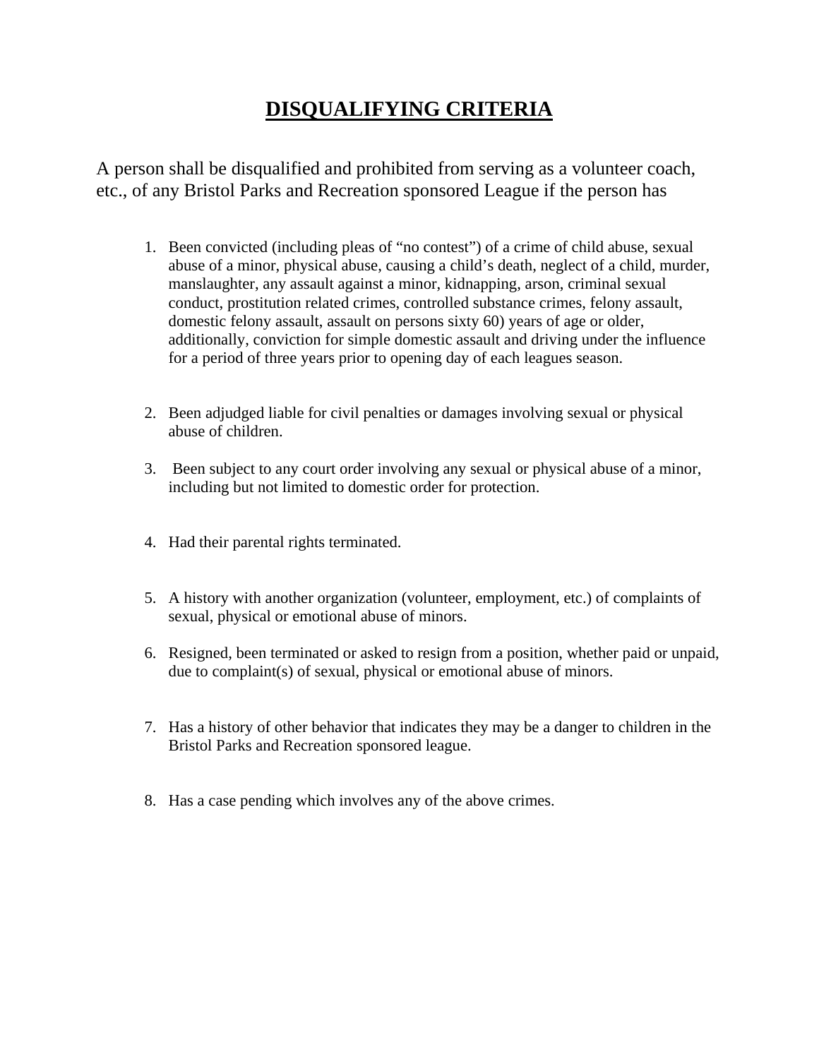# DISQUALIFYING CRITERIA

A person shall be disqualified and prohibited from serving as a volunteer coach, etc., of any Bristol Parks and Recreation sponsored League if the person has

1. Been convicted (including pleas of "no contest") of a crime of child abuse, sexual abuse of a minor, physical abuse, causing a child's death, neglect of a child, murder, manslaughter, any assault against a minor, kidnapping, arson, criminal sexual conduct, prostitution related crimes, controlled substance crimes, felony assault, domestic felony assault, assault on persons sixty 60) years of age or older, additionally, conviction for simple domestic assault and driving under the influence for a period of three years prior to opening day of each leagues season.

2. Been adjudged liable for civil penalties or damages involving sexual or physical abuse of children.

3. Been subject to any court order involving any sexual or physical abuse of a minor, including but not limited to domestic order for protection.

4. Had their parental rights terminated.

5. A history with another organization (volunteer, employment, etc.) of complaints of sexual, physical or emotional abuse of minors.

6. Resigned, been terminated or asked to resign from a position, whether paid or unpaid, due to complaint(s) of sexual, physical or emotional abuse of minors.

7. Has a history of other behavior that indicates they may be a danger to children in the Bristol Parks and Recreation sponsored league.

8. Has a case pending which involves any of the above crimes.